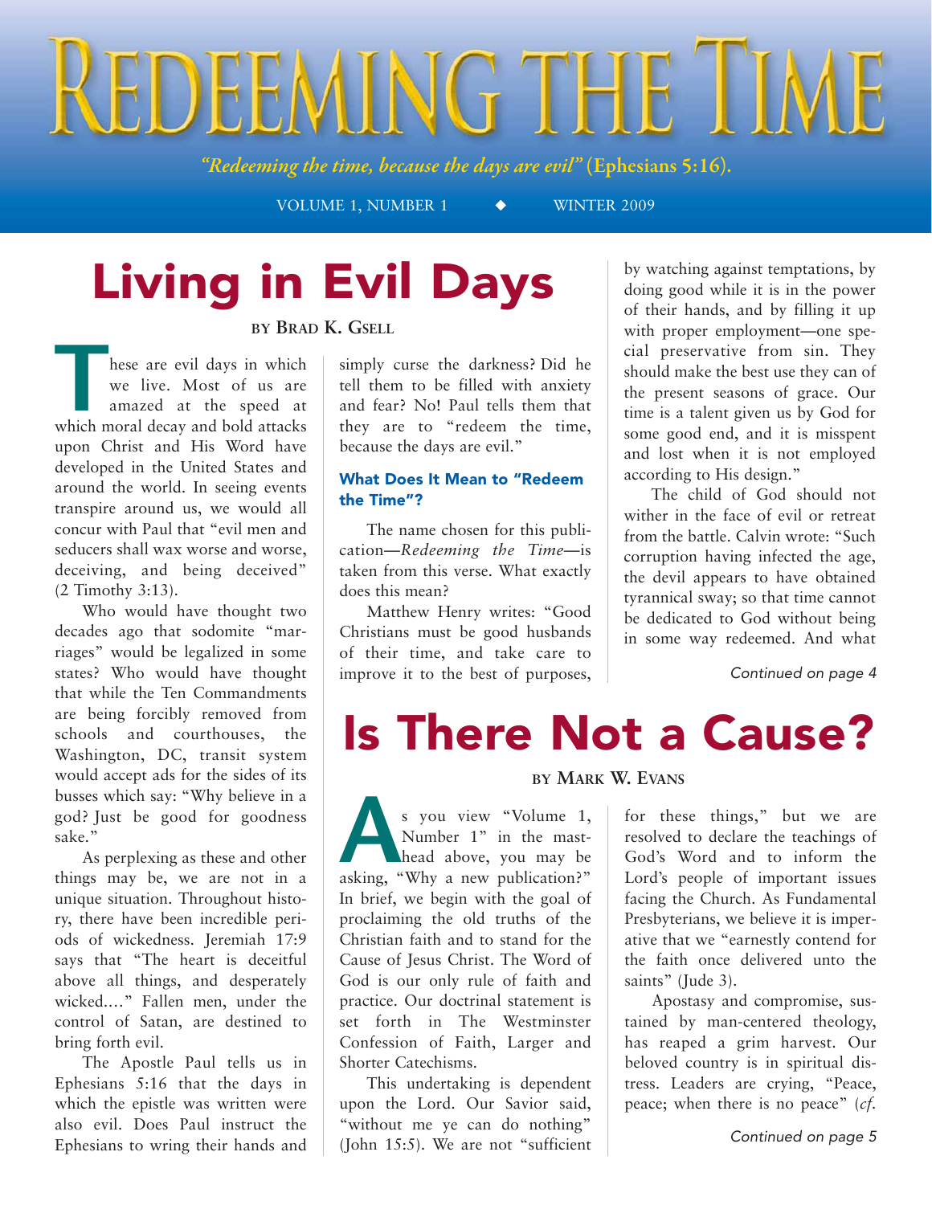# Redeeming the Time

*"Redeeming the time, because the days are evil"* (Ephesians 5:16).

VOLUME 1, NUMBER 1 ◆ WINTER 2009

## Living in Evil Days

BY BRAD K. GSELL

These are evil days in which we live. Most of us are amazed at the speed at which moral decay and bold attacks upon Christ and His Word have developed in the United States and around the world. In seeing events transpire around us, we would all concur with Paul that "evil men and seducers shall wax worse and worse, deceiving, and being deceived" (2 Timothy 3:13).

Who would have thought two decades ago that sodomite "marriages" would be legalized in some states? Who would have thought that while the Ten Commandments are being forcibly removed from schools and courthouses, the Washington, DC, transit system would accept ads for the sides of its busses which say: "Why believe in a god? Just be good for goodness sake."

As perplexing as these and other things may be, we are not in a unique situation. Throughout history, there have been incredible periods of wickedness. Jeremiah 17:9 says that "The heart is deceitful above all things, and desperately wicked...." Fallen men, under the control of Satan, are destined to bring forth evil.

The Apostle Paul tells us in Ephesians 5:16 that the days in which the epistle was written were also evil. Does Paul instruct the Ephesians to wring their hands and simply curse the darkness? Did he tell them to be filled with anxiety and fear? No! Paul tells them that they are to "redeem the time, because the days are evil."

### What Does It Mean to "Redeem the Time"?

The name chosen for this publication—*Redeeming the Time*—is taken from this verse. What exactly does this mean?

Matthew Henry writes: "Good Christians must be good husbands of their time, and take care to improve it to the best of purposes, by watching against temptations, by doing good while it is in the power of their hands, and by filling it up with proper employment—one special preservative from sin. They should make the best use they can of the present seasons of grace. Our time is a talent given us by God for some good end, and it is misspent and lost when it is not employed according to His design."

The child of God should not wither in the face of evil or retreat from the battle. Calvin wrote: "Such corruption having infected the age, the devil appears to have obtained tyrannical sway; so that time cannot be dedicated to God without being in some way redeemed. And what

*Continued on page 4*

## Is There Not a Cause?

BY MARK W. EVANS

As you view "Volume 1, Number 1" in the masthead above, you may be asking, "Why a new publication?" In brief, we begin with the goal of proclaiming the old truths of the Christian faith and to stand for the Cause of Jesus Christ. The Word of God is our only rule of faith and practice. Our doctrinal statement is set forth in The Westminster Confession of Faith, Larger and Shorter Catechisms.

This undertaking is dependent upon the Lord. Our Savior said, "without me ye can do nothing" (John 15:5). We are not "sufficient for these things," but we are resolved to declare the teachings of God's Word and to inform the Lord's people of important issues facing the Church. As Fundamental Presbyterians, we believe it is imperative that we "earnestly contend for the faith once delivered unto the saints" (Jude 3).

Apostasy and compromise, sustained by man-centered theology, has reaped a grim harvest. Our beloved country is in spiritual distress. Leaders are crying, "Peace, peace; when there is no peace" (*cf.*

*Continued on page 5*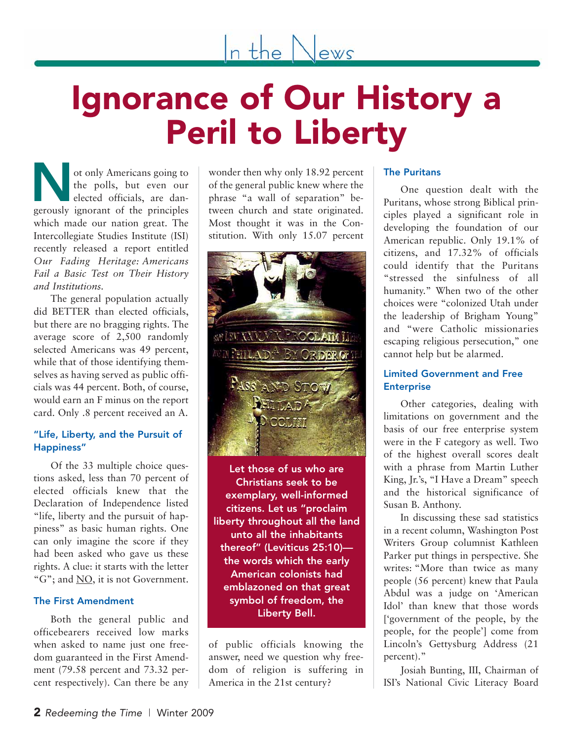In the News

# Ignorance of Our History a Peril to Liberty

Not only Americans going to the polls, but even our elected officials, are dangerously ignorant of the principles which made our nation great. The Intercollegiate Studies Institute (ISI) recently released a report entitled *Our Fading Heritage: Americans Fail a Basic Test on Their History and Institutions.*

The general population actually did BETTER than elected officials, but there are no bragging rights. The average score of 2,500 randomly selected Americans was 49 percent, while that of those identifying themselves as having served as public officials was 44 percent. Both, of course, would earn an F minus on the report card. Only .8 percent received an A.

### "Life, Liberty, and the Pursuit of Happiness"

Of the 33 multiple choice questions asked, less than 70 percent of elected officials knew that the Declaration of Independence listed "life, liberty and the pursuit of happiness" as basic human rights. One can only imagine the score if they had been asked who gave us these rights. A clue: it starts with the letter "G"; and NO, it is not Government.

### The First Amendment

Both the general public and officebearers received low marks when asked to name just one freedom guaranteed in the First Amendment (79.58 percent and 73.32 percent respectively). Can there be any wonder then why only 18.92 percent of the general public knew where the phrase "a wall of separation" between church and state originated. Most thought it was in the Constitution. With only 15.07 percent of public officials knowing the answer, need we question why freedom of religion is suffering in America in the 21st century?

**Let those of us who are Christians seek to be exemplary, well-informed citizens. Let us "proclaim liberty throughout all the land unto all the inhabitants thereof" (Leviticus 25:10)—the words which the early American colonists had emblazoned on that great symbol of freedom, the Liberty Bell.**

### The Puritans

One question dealt with the Puritans, whose strong Biblical principles played a significant role in developing the foundation of our American republic. Only 19.1% of citizens, and 17.32% of officials could identify that the Puritans "stressed the sinfulness of all humanity." When two of the other choices were "colonized Utah under the leadership of Brigham Young" and "were Catholic missionaries escaping religious persecution," one cannot help but be alarmed.

### Limited Government and Free Enterprise

Other categories, dealing with limitations on government and the basis of our free enterprise system were in the F category as well. Two of the highest overall scores dealt with a phrase from Martin Luther King, Jr.'s, "I Have a Dream" speech and the historical significance of Susan B. Anthony.

In discussing these sad statistics in a recent column, Washington Post Writers Group columnist Kathleen Parker put things in perspective. She writes: "More than twice as many people (56 percent) knew that Paula Abdul was a judge on 'American Idol' than knew that those words ['government of the people, by the people, for the people'] come from Lincoln's Gettysburg Address (21 percent)."

Josiah Bunting, III, Chairman of ISI's National Civic Literacy Board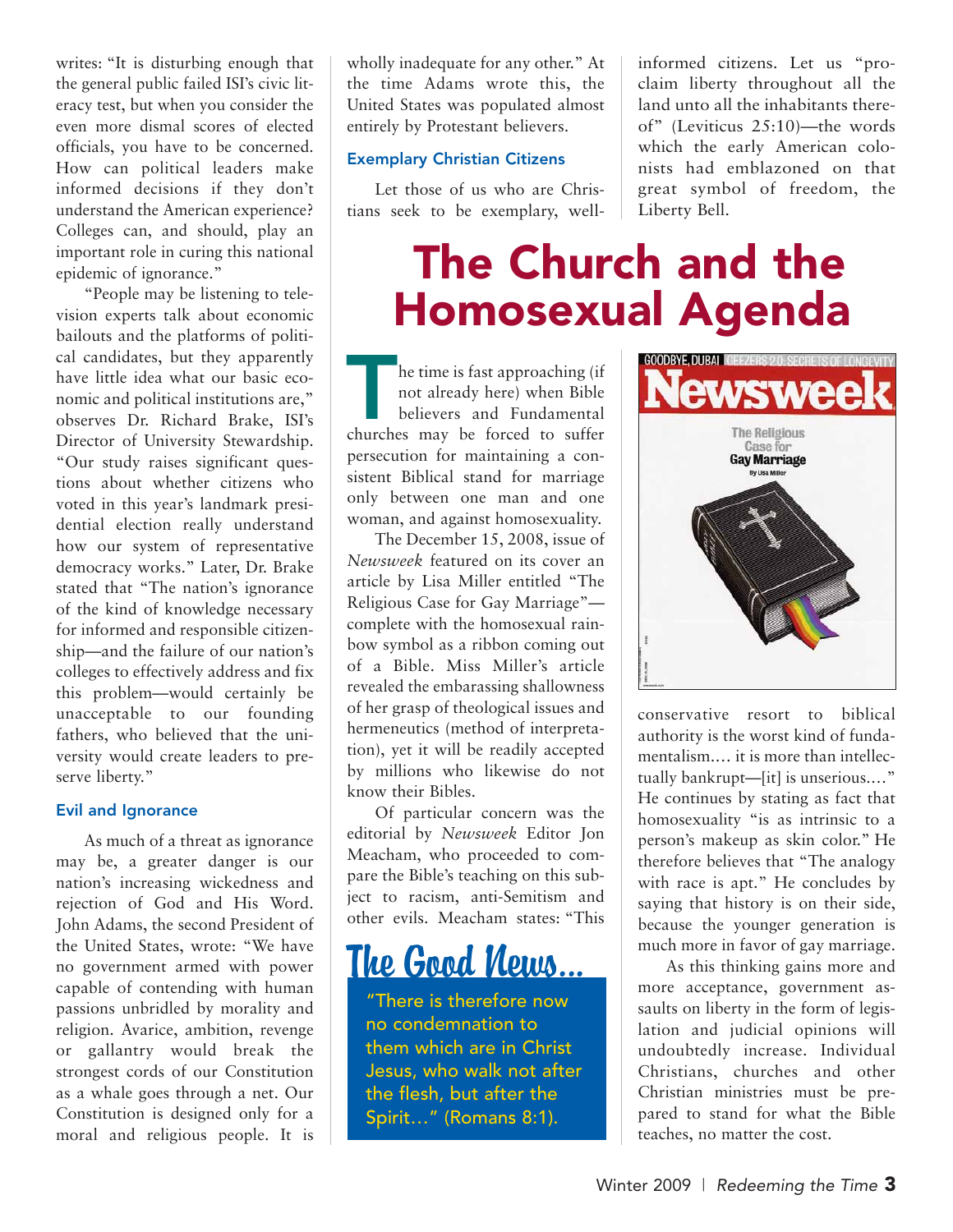writes: "It is disturbing enough that the general public failed ISI's civic literacy test, but when you consider the even more dismal scores of elected officials, you have to be concerned. How can political leaders make informed decisions if they don't understand the American experience? Colleges can, and should, play an important role in curing this national epidemic of ignorance."

"People may be listening to television experts talk about economic bailouts and the platforms of political candidates, but they apparently have little idea what our basic economic and political institutions are," observes Dr. Richard Brake, ISI's Director of University Stewardship. "Our study raises significant questions about whether citizens who voted in this year's landmark presidential election really understand how our system of representative democracy works." Later, Dr. Brake stated that "The nation's ignorance of the kind of knowledge necessary for informed and responsible citizenship—and the failure of our nation's colleges to effectively address and fix this problem—would certainly be unacceptable to our founding fathers, who believed that the university would create leaders to preserve liberty."

### Evil and Ignorance

As much of a threat as ignorance may be, a greater danger is our nation's increasing wickedness and rejection of God and His Word. John Adams, the second President of the United States, wrote: "We have no government armed with power capable of contending with human passions unbridled by morality and religion. Avarice, ambition, revenge or gallantry would break the strongest cords of our Constitution as a whale goes through a net. Our Constitution is designed only for a moral and religious people. It is wholly inadequate for any other." At the time Adams wrote this, the United States was populated almost entirely by Protestant believers.

### Exemplary Christian Citizens

Let those of us who are Christians seek to be exemplary, well-informed citizens. Let us "proclaim liberty throughout all the land unto all the inhabitants thereof" (Leviticus 25:10)—the words which the early American colonists had emblazoned on that great symbol of freedom, the Liberty Bell.

# The Church and the Homosexual Agenda

The time is fast approaching (if not already here) when Bible believers and Fundamental churches may be forced to suffer persecution for maintaining a consistent Biblical stand for marriage only between one man and one woman, and against homosexuality.

The December 15, 2008, issue of *Newsweek* featured on its cover an article by Lisa Miller entitled "The Religious Case for Gay Marriage"—complete with the homosexual rainbow symbol as a ribbon coming out of a Bible. Miss Miller's article revealed the embarassing shallowness of her grasp of theological issues and hermeneutics (method of interpretation), yet it will be readily accepted by millions who likewise do not know their Bibles.

Of particular concern was the editorial by *Newsweek* Editor Jon Meacham, who proceeded to compare the Bible's teaching on this subject to racism, anti-Semitism and other evils. Meacham states: "This conservative resort to biblical authority is the worst kind of fundamentalism.… it is more than intellectually bankrupt—[it] is unserious.…" He continues by stating as fact that homosexuality "is as intrinsic to a person's makeup as skin color." He therefore believes that "The analogy with race is apt." He concludes by saying that history is on their side, because the younger generation is much more in favor of gay marriage.

As this thinking gains more and more acceptance, government assaults on liberty in the form of legislation and judicial opinions will undoubtedly increase. Individual Christians, churches and other Christian ministries must be prepared to stand for what the Bible teaches, no matter the cost.

**The Good News…**

"There is therefore now no condemnation to them which are in Christ Jesus, who walk not after the flesh, but after the Spirit…" (Romans 8:1).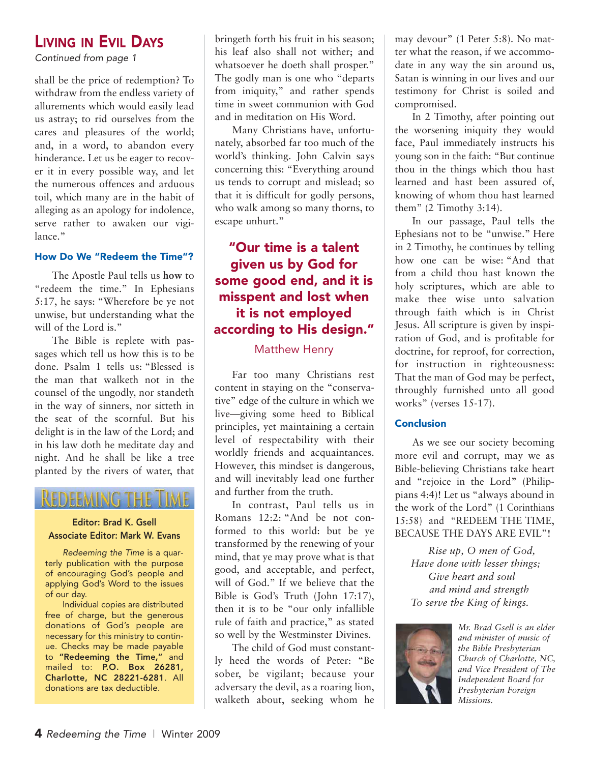## Living in Evil Days

*Continued from page 1*

shall be the price of redemption? To withdraw from the endless variety of allurements which would easily lead us astray; to rid ourselves from the cares and pleasures of the world; and, in a word, to abandon every hinderance. Let us be eager to recover it in every possible way, and let the numerous offences and arduous toil, which many are in the habit of alleging as an apology for indolence, serve rather to awaken our vigilance."

### How Do We "Redeem the Time"?

The Apostle Paul tells us **how** to "redeem the time." In Ephesians 5:17, he says: "Wherefore be ye not unwise, but understanding what the will of the Lord is."

The Bible is replete with passages which tell us how this is to be done. Psalm 1 tells us: "Blessed is the man that walketh not in the counsel of the ungodly, nor standeth in the way of sinners, nor sitteth in the seat of the scornful. But his delight is in the law of the Lord; and in his law doth he meditate day and night. And he shall be like a tree planted by the rivers of water, that bringeth forth his fruit in his season; his leaf also shall not wither; and whatsoever he doeth shall prosper." The godly man is one who "departs from iniquity," and rather spends time in sweet communion with God and in meditation on His Word.

Many Christians have, unfortunately, absorbed far too much of the world's thinking. John Calvin says concerning this: "Everything around us tends to corrupt and mislead; so that it is difficult for godly persons, who walk among so many thorns, to escape unhurt."

> **"Our time is a talent given us by God for some good end, and it is misspent and lost when it is not employed according to His design."**
>
> Matthew Henry

Far too many Christians rest content in staying on the "conservative" edge of the culture in which we live—giving some heed to Biblical principles, yet maintaining a certain level of respectability with their worldly friends and acquaintances. However, this mindset is dangerous, and will inevitably lead one further and further from the truth.

In contrast, Paul tells us in Romans 12:2: "And be not conformed to this world: but be ye transformed by the renewing of your mind, that ye may prove what is that good, and acceptable, and perfect, will of God." If we believe that the Bible is God's Truth (John 17:17), then it is to be "our only infallible rule of faith and practice," as stated so well by the Westminster Divines.

The child of God must constantly heed the words of Peter: "Be sober, be vigilant; because your adversary the devil, as a roaring lion, walketh about, seeking whom he may devour" (1 Peter 5:8). No matter what the reason, if we accommodate in any way the sin around us, Satan is winning in our lives and our testimony for Christ is soiled and compromised.

In 2 Timothy, after pointing out the worsening iniquity they would face, Paul immediately instructs his young son in the faith: "But continue thou in the things which thou hast learned and hast been assured of, knowing of whom thou hast learned them" (2 Timothy 3:14).

In our passage, Paul tells the Ephesians not to be "unwise." Here in 2 Timothy, he continues by telling how one can be wise: "And that from a child thou hast known the holy scriptures, which are able to make thee wise unto salvation through faith which is in Christ Jesus. All scripture is given by inspiration of God, and is profitable for doctrine, for reproof, for correction, for instruction in righteousness: That the man of God may be perfect, throughly furnished unto all good works" (verses 15-17).

### Conclusion

As we see our society becoming more evil and corrupt, may we as Bible-believing Christians take heart and "rejoice in the Lord" (Philippians 4:4)! Let us "always abound in the work of the Lord" (1 Corinthians 15:58) and "REDEEM THE TIME, BECAUSE THE DAYS ARE EVIL"!

*Rise up, O men of God,*
*Have done with lesser things;*
*Give heart and soul*
*and mind and strength*
*To serve the King of kings.*

*Mr. Brad Gsell is an elder and minister of music of the Bible Presbyterian Church of Charlotte, NC, and Vice President of The Independent Board for Presbyterian Foreign Missions.*

---

## Redeeming the Time

**Editor: Brad K. Gsell**
**Associate Editor: Mark W. Evans**

*Redeeming the Time* is a quarterly publication with the purpose of encouraging God's people and applying God's Word to the issues of our day.

Individual copies are distributed free of charge, but the generous donations of God's people are necessary for this ministry to continue. Checks may be made payable to **"Redeeming the Time,"** and mailed to: **P.O. Box 26281, Charlotte, NC 28221-6281**. All donations are tax deductible.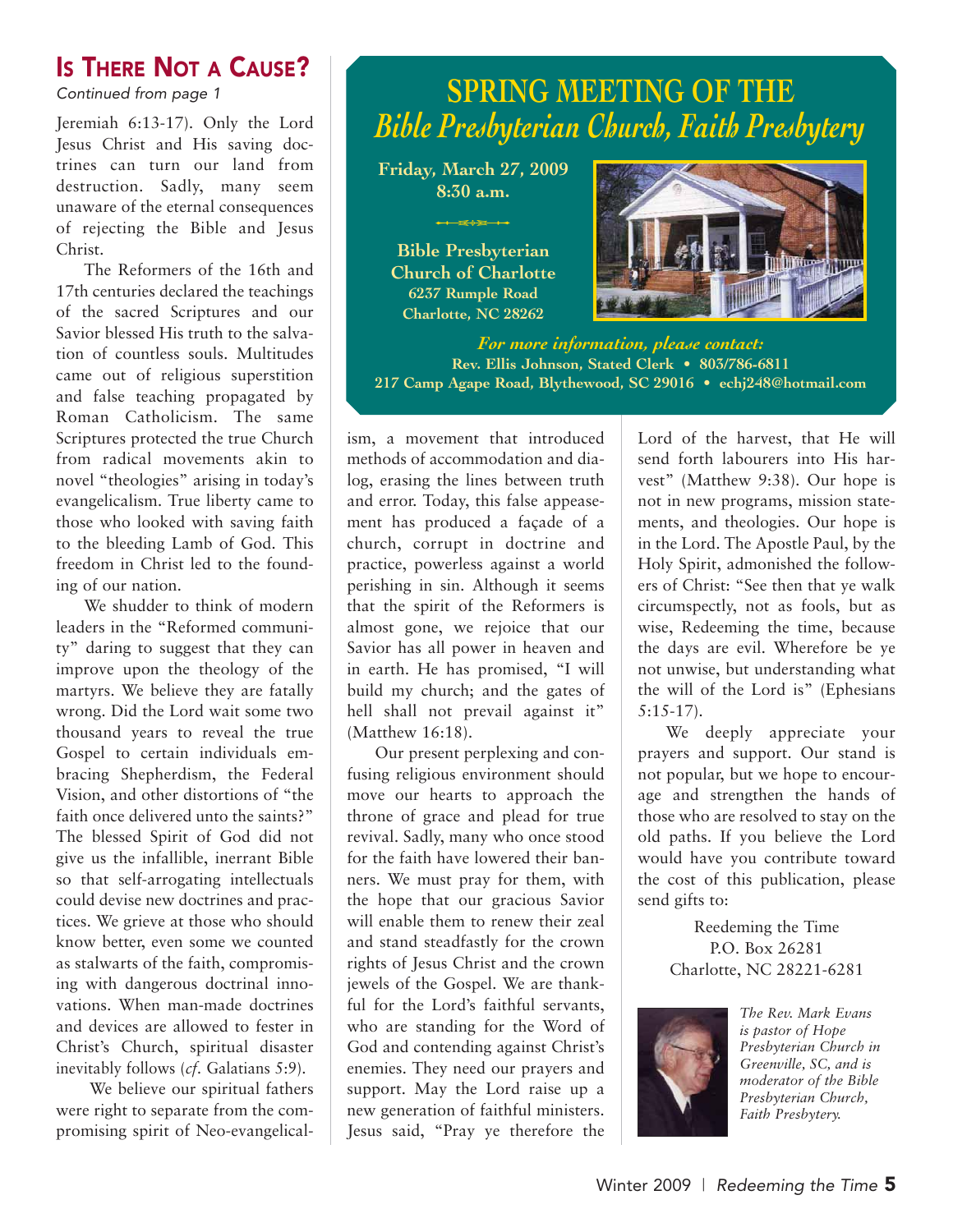## Is There Not a Cause?

*Continued from page 1*

Jeremiah 6:13-17). Only the Lord Jesus Christ and His saving doctrines can turn our land from destruction. Sadly, many seem unaware of the eternal consequences of rejecting the Bible and Jesus Christ.

The Reformers of the 16th and 17th centuries declared the teachings of the sacred Scriptures and our Savior blessed His truth to the salvation of countless souls. Multitudes came out of religious superstition and false teaching propagated by Roman Catholicism. The same Scriptures protected the true Church from radical movements akin to novel "theologies" arising in today's evangelicalism. True liberty came to those who looked with saving faith to the bleeding Lamb of God. This freedom in Christ led to the founding of our nation.

We shudder to think of modern leaders in the "Reformed community" daring to suggest that they can improve upon the theology of the martyrs. We believe they are fatally wrong. Did the Lord wait some two thousand years to reveal the true Gospel to certain individuals embracing Shepherdism, the Federal Vision, and other distortions of "the faith once delivered unto the saints?" The blessed Spirit of God did not give us the infallible, inerrant Bible so that self-arrogating intellectuals could devise new doctrines and practices. We grieve at those who should know better, even some we counted as stalwarts of the faith, compromising with dangerous doctrinal innovations. When man-made doctrines and devices are allowed to fester in Christ's Church, spiritual disaster inevitably follows (*cf*. Galatians 5:9).

We believe our spiritual fathers were right to separate from the compromising spirit of Neo-evangelicalism, a movement that introduced methods of accommodation and dialog, erasing the lines between truth and error. Today, this false appeasement has produced a façade of a church, corrupt in doctrine and practice, powerless against a world perishing in sin. Although it seems that the spirit of the Reformers is almost gone, we rejoice that our Savior has all power in heaven and in earth. He has promised, "I will build my church; and the gates of hell shall not prevail against it" (Matthew 16:18).

Our present perplexing and confusing religious environment should move our hearts to approach the throne of grace and plead for true revival. Sadly, many who once stood for the faith have lowered their banners. We must pray for them, with the hope that our gracious Savior will enable them to renew their zeal and stand steadfastly for the crown rights of Jesus Christ and the crown jewels of the Gospel. We are thankful for the Lord's faithful servants, who are standing for the Word of God and contending against Christ's enemies. They need our prayers and support. May the Lord raise up a new generation of faithful ministers. Jesus said, "Pray ye therefore the Lord of the harvest, that He will send forth labourers into His harvest" (Matthew 9:38). Our hope is not in new programs, mission statements, and theologies. Our hope is in the Lord. The Apostle Paul, by the Holy Spirit, admonished the followers of Christ: "See then that ye walk circumspectly, not as fools, but as wise, Redeeming the time, because the days are evil. Wherefore be ye not unwise, but understanding what the will of the Lord is" (Ephesians 5:15-17).

We deeply appreciate your prayers and support. Our stand is not popular, but we hope to encourage and strengthen the hands of those who are resolved to stay on the old paths. If you believe the Lord would have you contribute toward the cost of this publication, please send gifts to:

Reedeeming the Time
P.O. Box 26281
Charlotte, NC 28221-6281

*The Rev. Mark Evans is pastor of Hope Presbyterian Church in Greenville, SC, and is moderator of the Bible Presbyterian Church, Faith Presbytery.*

---

## SPRING MEETING OF THE *Bible Presbyterian Church, Faith Presbytery*

**Friday, March 27, 2009**
**8:30 a.m.**

**Bible Presbyterian Church of Charlotte**
**6237 Rumple Road**
**Charlotte, NC 28262**

***For more information, please contact:***
**Rev. Ellis Johnson, Stated Clerk • 803/786-6811**
**217 Camp Agape Road, Blythewood, SC 29016 • echj248@hotmail.com**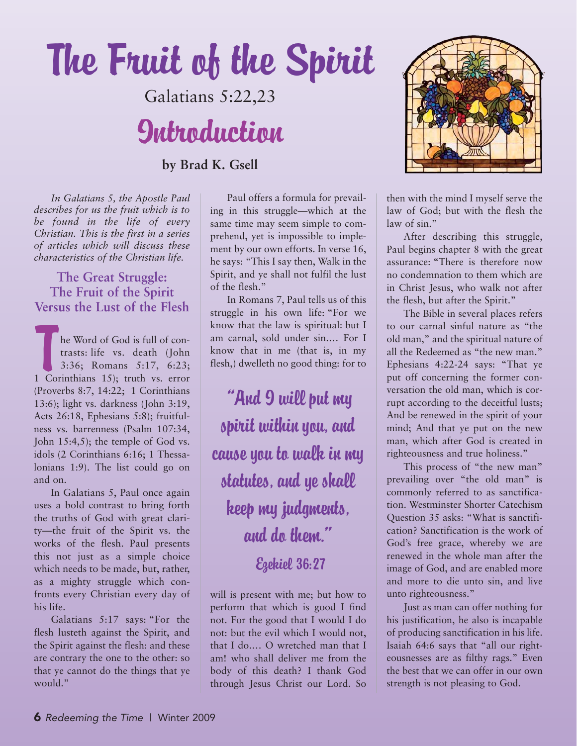# The Fruit of the Spirit

Galatians 5:22,23

## Introduction

**by Brad K. Gsell**

*In Galatians 5, the Apostle Paul describes for us the fruit which is to be found in the life of every Christian. This is the first in a series of articles which will discuss these characteristics of the Christian life.*

### The Great Struggle: The Fruit of the Spirit Versus the Lust of the Flesh

The Word of God is full of contrasts: life vs. death (John 3:36; Romans 5:17, 6:23; 1 Corinthians 15); truth vs. error (Proverbs 8:7, 14:22; 1 Corinthians 13:6); light vs. darkness (John 3:19, Acts 26:18, Ephesians 5:8); fruitfulness vs. barrenness (Psalm 107:34, John 15:4,5); the temple of God vs. idols (2 Corinthians 6:16; 1 Thessalonians 1:9). The list could go on and on.

In Galatians 5, Paul once again uses a bold contrast to bring forth the truths of God with great clarity—the fruit of the Spirit vs. the works of the flesh. Paul presents this not just as a simple choice which needs to be made, but, rather, as a mighty struggle which confronts every Christian every day of his life.

Galatians 5:17 says: "For the flesh lusteth against the Spirit, and the Spirit against the flesh: and these are contrary the one to the other: so that ye cannot do the things that ye would."

Paul offers a formula for prevailing in this struggle—which at the same time may seem simple to comprehend, yet is impossible to implement by our own efforts. In verse 16, he says: "This I say then, Walk in the Spirit, and ye shall not fulfil the lust of the flesh."

In Romans 7, Paul tells us of this struggle in his own life: "For we know that the law is spiritual: but I am carnal, sold under sin.... For I know that in me (that is, in my flesh,) dwelleth no good thing: for to will is present with me; but how to perform that which is good I find not. For the good that I would I do not: but the evil which I would not, that I do.... O wretched man that I am! who shall deliver me from the body of this death? I thank God through Jesus Christ our Lord. So then with the mind I myself serve the law of God; but with the flesh the law of sin."

> "And I will put my spirit within you, and cause you to walk in my statutes, and ye shall keep my judgments, and do them."
>
> Ezekiel 36:27

After describing this struggle, Paul begins chapter 8 with the great assurance: "There is therefore now no condemnation to them which are in Christ Jesus, who walk not after the flesh, but after the Spirit."

The Bible in several places refers to our carnal sinful nature as "the old man," and the spiritual nature of all the Redeemed as "the new man." Ephesians 4:22-24 says: "That ye put off concerning the former conversation the old man, which is corrupt according to the deceitful lusts; And be renewed in the spirit of your mind; And that ye put on the new man, which after God is created in righteousness and true holiness."

This process of "the new man" prevailing over "the old man" is commonly referred to as sanctification. Westminster Shorter Catechism Question 35 asks: "What is sanctification? Sanctification is the work of God's free grace, whereby we are renewed in the whole man after the image of God, and are enabled more and more to die unto sin, and live unto righteousness."

Just as man can offer nothing for his justification, he also is incapable of producing sanctification in his life. Isaiah 64:6 says that "all our righteousnesses are as filthy rags." Even the best that we can offer in our own strength is not pleasing to God.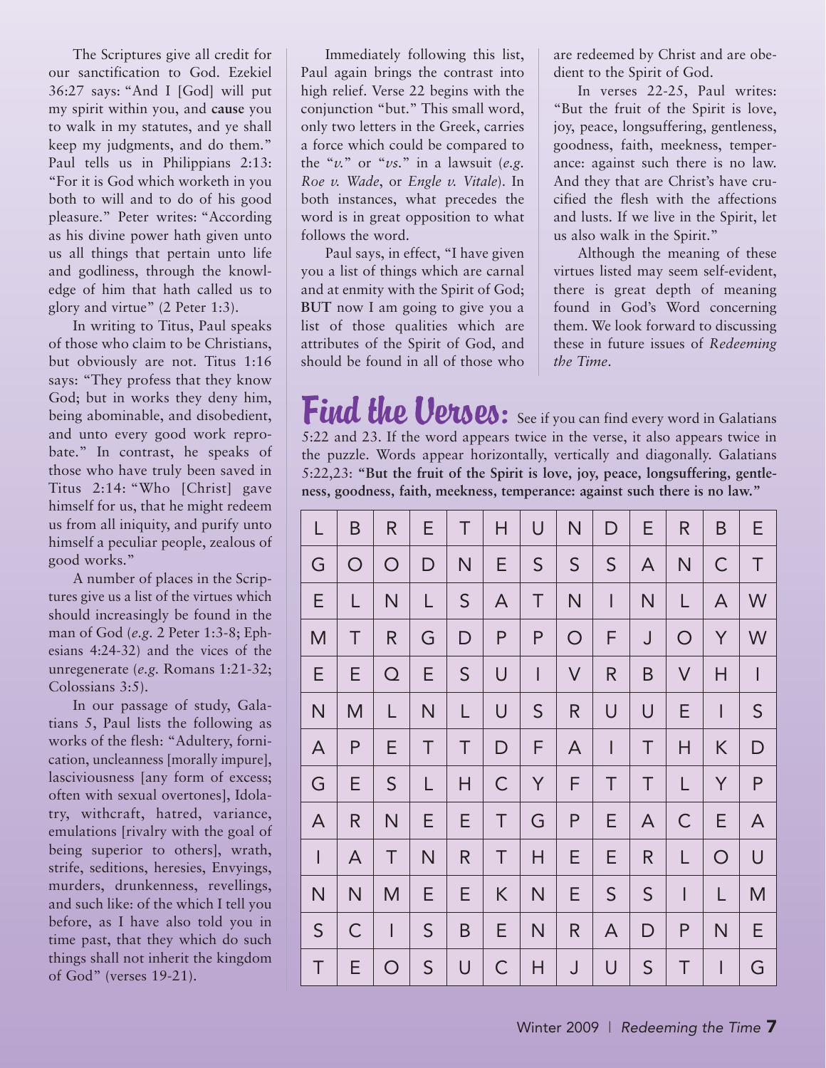The Scriptures give all credit for our sanctification to God. Ezekiel 36:27 says: "And I [God] will put my spirit within you, and **cause** you to walk in my statutes, and ye shall keep my judgments, and do them." Paul tells us in Philippians 2:13: "For it is God which worketh in you both to will and to do of his good pleasure." Peter writes: "According as his divine power hath given unto us all things that pertain unto life and godliness, through the knowledge of him that hath called us to glory and virtue" (2 Peter 1:3).

In writing to Titus, Paul speaks of those who claim to be Christians, but obviously are not. Titus 1:16 says: "They profess that they know God; but in works they deny him, being abominable, and disobedient, and unto every good work reprobate." In contrast, he speaks of those who have truly been saved in Titus 2:14: "Who [Christ] gave himself for us, that he might redeem us from all iniquity, and purify unto himself a peculiar people, zealous of good works."

A number of places in the Scriptures give us a list of the virtues which should increasingly be found in the man of God (*e.g.* 2 Peter 1:3-8; Ephesians 4:24-32) and the vices of the unregenerate (*e.g.* Romans 1:21-32; Colossians 3:5).

In our passage of study, Galatians 5, Paul lists the following as works of the flesh: "Adultery, fornication, uncleanness [morally impure], lasciviousness [any form of excess; often with sexual overtones], Idolatry, witchcraft, hatred, variance, emulations [rivalry with the goal of being superior to others], wrath, strife, seditions, heresies, Envyings, murders, drunkenness, revellings, and such like: of the which I tell you before, as I have also told you in time past, that they which do such things shall not inherit the kingdom of God" (verses 19-21).

Immediately following this list, Paul again brings the contrast into high relief. Verse 22 begins with the conjunction "but." This small word, only two letters in the Greek, carries a force which could be compared to the "*v.*" or "*vs.*" in a lawsuit (*e.g. Roe v. Wade*, or *Engle v. Vitale*). In both instances, what precedes the word is in great opposition to what follows the word.

Paul says, in effect, "I have given you a list of things which are carnal and at enmity with the Spirit of God; **BUT** now I am going to give you a list of those qualities which are attributes of the Spirit of God, and should be found in all of those who are redeemed by Christ and are obedient to the Spirit of God.

In verses 22-25, Paul writes: "But the fruit of the Spirit is love, joy, peace, longsuffering, gentleness, goodness, faith, meekness, temperance: against such there is no law. And they that are Christ's have crucified the flesh with the affections and lusts. If we live in the Spirit, let us also walk in the Spirit."

Although the meaning of these virtues listed may seem self-evident, there is great depth of meaning found in God's Word concerning them. We look forward to discussing these in future issues of *Redeeming the Time*.

## Find the Verses:

See if you can find every word in Galatians 5:22 and 23. If the word appears twice in the verse, it also appears twice in the puzzle. Words appear horizontally, vertically and diagonally. Galatians 5:22,23: **"But the fruit of the Spirit is love, joy, peace, longsuffering, gentleness, goodness, faith, meekness, temperance: against such there is no law."**

| | | | | | | | | | | | | |
|---|---|---|---|---|---|---|---|---|---|---|---|---|
| L | B | R | E | T | H | U | N | D | E | R | B | E |
| G | O | O | D | N | E | S | S | S | A | N | C | T |
| E | L | N | L | S | A | T | N | I | N | L | A | W |
| M | T | R | G | D | P | P | O | F | J | O | Y | W |
| E | E | Q | E | S | U | I | V | R | B | V | H | I |
| N | M | L | N | L | U | S | R | U | U | E | I | S |
| A | P | E | T | T | D | F | A | I | T | H | K | D |
| G | E | S | L | H | C | Y | F | T | T | L | Y | P |
| A | R | N | E | E | T | G | P | E | A | C | E | A |
| I | A | T | N | R | T | H | E | E | R | L | O | U |
| N | N | M | E | E | K | N | E | S | S | I | L | M |
| S | C | I | S | B | E | N | R | A | D | P | N | E |
| T | E | O | S | U | C | H | J | U | S | T | I | G |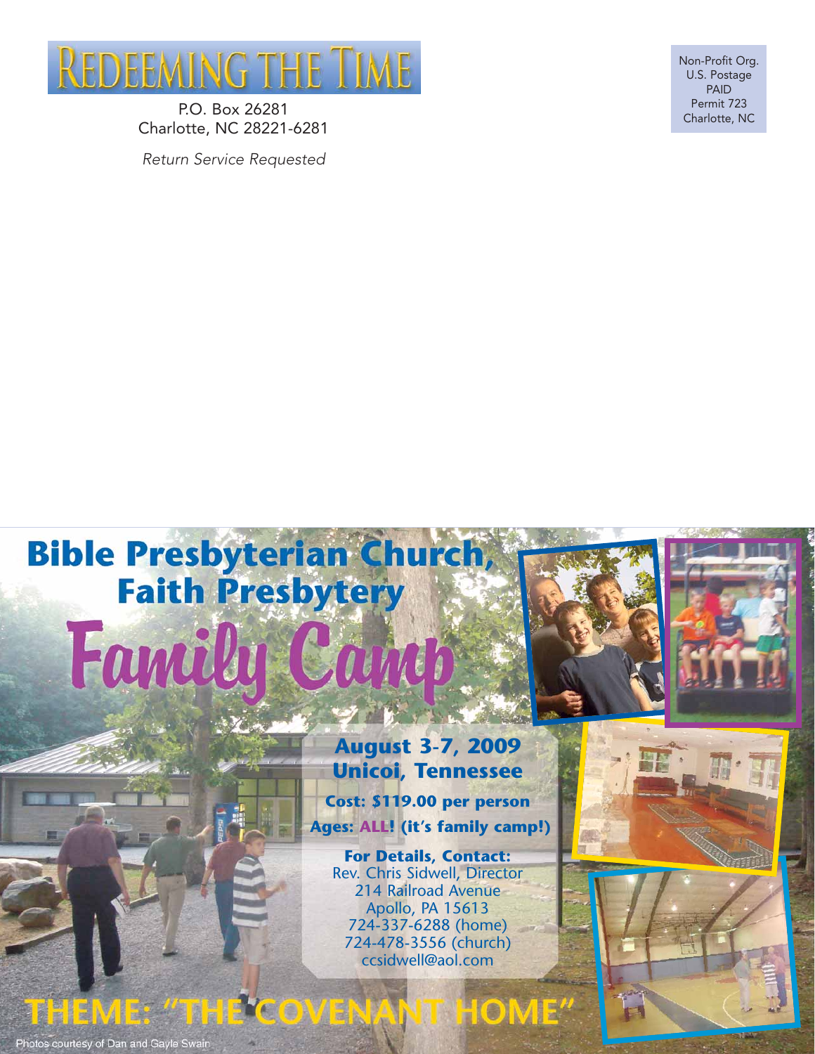# REDEEMING THE TIME

P.O. Box 26281
Charlotte, NC 28221-6281

*Return Service Requested*

Non-Profit Org.
U.S. Postage
PAID
Permit 723
Charlotte, NC

## Bible Presbyterian Church, Faith Presbytery

# Family Camp

**August 3-7, 2009**
**Unicoi, Tennessee**

**Cost: $119.00 per person**

**Ages: ALL! (it's family camp!)**

**For Details, Contact:**
Rev. Chris Sidwell, Director
214 Railroad Avenue
Apollo, PA 15613
724-337-6288 (home)
724-478-3556 (church)
ccsidwell@aol.com

## THEME: "THE COVENANT HOME"

Photos courtesy of Dan and Gayle Swain